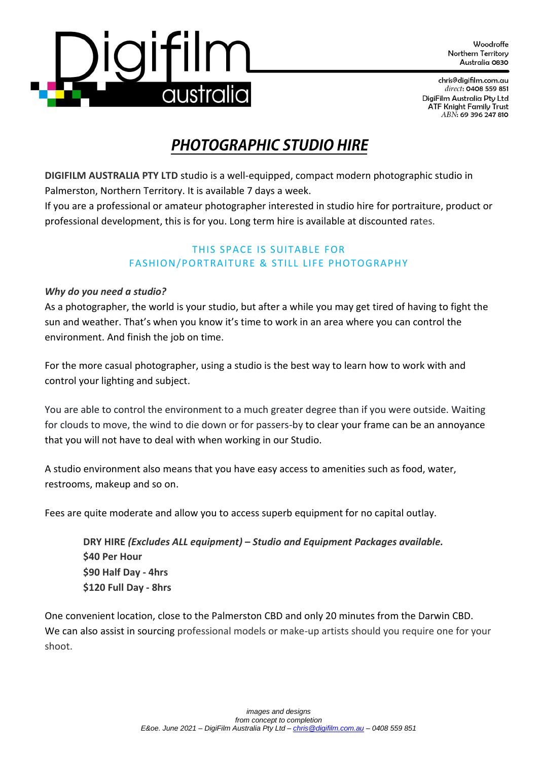Digifilm australia

Woodroffe
Northern Territory
Australia 0830

chris@digifilm.com.au
*direct*: 0408 559 851
DigiFilm Australia Pty Ltd
ATF Knight Family Trust
*ABN*: 69 396 247 810

# *PHOTOGRAPHIC STUDIO HIRE*

**DIGIFILM AUSTRALIA PTY LTD** studio is a well-equipped, compact modern photographic studio in Palmerston, Northern Territory. It is available 7 days a week.
If you are a professional or amateur photographer interested in studio hire for portraiture, product or professional development, this is for you. Long term hire is available at discounted rates.

THIS SPACE IS SUITABLE FOR
FASHION/PORTRAITURE & STILL LIFE PHOTOGRAPHY

***Why do you need a studio?***
As a photographer, the world is your studio, but after a while you may get tired of having to fight the sun and weather. That's when you know it's time to work in an area where you can control the environment. And finish the job on time.

For the more casual photographer, using a studio is the best way to learn how to work with and control your lighting and subject.

You are able to control the environment to a much greater degree than if you were outside. Waiting for clouds to move, the wind to die down or for passers-by to clear your frame can be an annoyance that you will not have to deal with when working in our Studio.

A studio environment also means that you have easy access to amenities such as food, water, restrooms, makeup and so on.

Fees are quite moderate and allow you to access superb equipment for no capital outlay.

**DRY HIRE *(Excludes ALL equipment) – Studio and Equipment Packages available.***
**$40 Per Hour**
**$90 Half Day - 4hrs**
**$120 Full Day - 8hrs**

One convenient location, close to the Palmerston CBD and only 20 minutes from the Darwin CBD.
We can also assist in sourcing professional models or make-up artists should you require one for your shoot.

*images and designs*
*from concept to completion*
*E&oe. June 2021 – DigiFilm Australia Pty Ltd – chris@digifilm.com.au – 0408 559 851*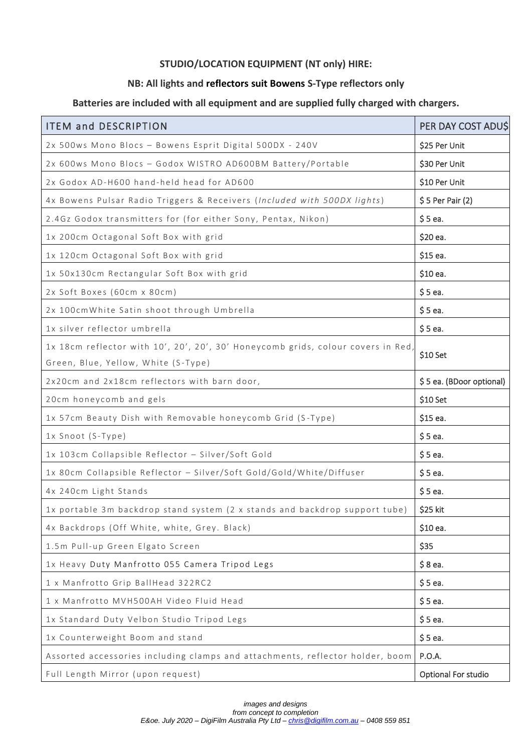**STUDIO/LOCATION EQUIPMENT (NT only) HIRE:**

**NB: All lights and reflectors suit Bowens S-Type reflectors only**

**Batteries are included with all equipment and are supplied fully charged with chargers.**

| ITEM and DESCRIPTION | PER DAY COST ADU$ |
|---|---|
| 2x 500ws Mono Blocs – Bowens Esprit Digital 500DX - 240V | $25 Per Unit |
| 2x 600ws Mono Blocs – Godox WISTRO AD600BM Battery/Portable | $30 Per Unit |
| 2x Godox AD-H600 hand-held head for AD600 | $10 Per Unit |
| 4x Bowens Pulsar Radio Triggers & Receivers (*Included with 500DX lights*) | $ 5 Per Pair (2) |
| 2.4Gz Godox transmitters for (for either Sony, Pentax, Nikon) | $ 5 ea. |
| 1x 200cm Octagonal Soft Box with grid | $20 ea. |
| 1x 120cm Octagonal Soft Box with grid | $15 ea. |
| 1x 50x130cm Rectangular Soft Box with grid | $10 ea. |
| 2x Soft Boxes (60cm x 80cm) | $ 5 ea. |
| 2x 100cmWhite Satin shoot through Umbrella | $ 5 ea. |
| 1x silver reflector umbrella | $ 5 ea. |
| 1x 18cm reflector with 10', 20', 20', 30' Honeycomb grids, colour covers in Red, Green, Blue, Yellow, White (S-Type) | $10 Set |
| 2x20cm and 2x18cm reflectors with barn door, | $ 5 ea. (BDoor optional) |
| 20cm honeycomb and gels | $10 Set |
| 1x 57cm Beauty Dish with Removable honeycomb Grid (S-Type) | $15 ea. |
| 1x Snoot (S-Type) | $ 5 ea. |
| 1x 103cm Collapsible Reflector – Silver/Soft Gold | $ 5 ea. |
| 1x 80cm Collapsible Reflector – Silver/Soft Gold/Gold/White/Diffuser | $ 5 ea. |
| 4x 240cm Light Stands | $ 5 ea. |
| 1x portable 3m backdrop stand system (2 x stands and backdrop support tube) | $25 kit |
| 4x Backdrops (Off White, white, Grey. Black) | $10 ea. |
| 1.5m Pull-up Green Elgato Screen | $35 |
| 1x Heavy Duty Manfrotto 055 Camera Tripod Legs | $ 8 ea. |
| 1 x Manfrotto Grip BallHead 322RC2 | $ 5 ea. |
| 1 x Manfrotto MVH500AH Video Fluid Head | $ 5 ea. |
| 1x Standard Duty Velbon Studio Tripod Legs | $ 5 ea. |
| 1x Counterweight Boom and stand | $ 5 ea. |
| Assorted accessories including clamps and attachments, reflector holder, boom | P.O.A. |
| Full Length Mirror (upon request) | Optional For studio |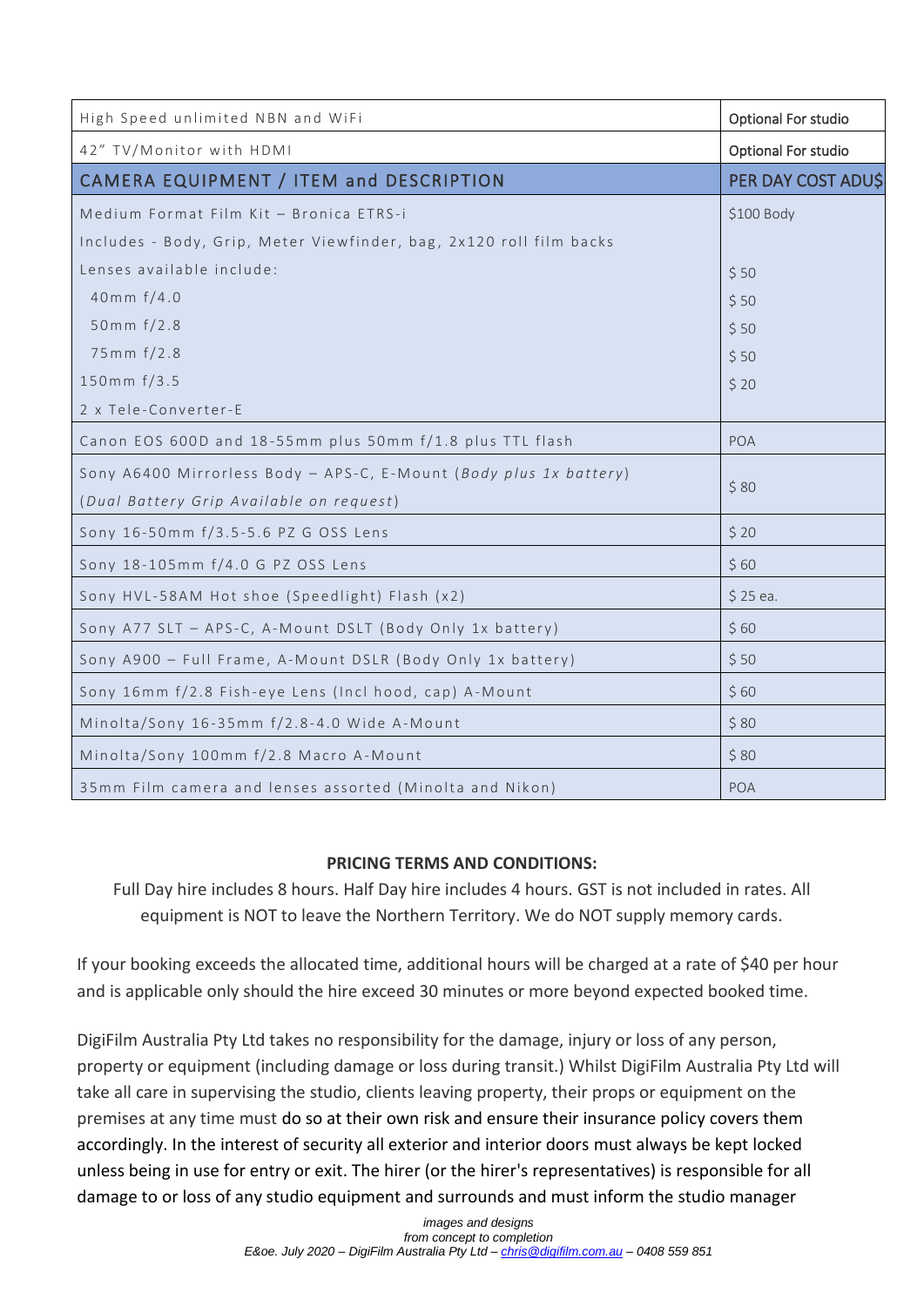| High Speed unlimited NBN and WiFi | Optional For studio |
|---|---|
| 42" TV/Monitor with HDMI | Optional For studio |
| **CAMERA EQUIPMENT / ITEM and DESCRIPTION** | **PER DAY COST ADU$** |
| Medium Format Film Kit – Bronica ETRS-i<br>Includes - Body, Grip, Meter Viewfinder, bag, 2x120 roll film backs<br>Lenses available include:<br>40mm f/4.0<br>50mm f/2.8<br>75mm f/2.8<br>150mm f/3.5<br>2 x Tele-Converter-E | $100 Body<br><br>$ 50<br>$ 50<br>$ 50<br>$ 50<br>$ 20 |
| Canon EOS 600D and 18-55mm plus 50mm f/1.8 plus TTL flash | POA |
| Sony A6400 Mirrorless Body – APS-C, E-Mount (*Body plus 1x battery*)<br>(*Dual Battery Grip Available on request*) | $ 80 |
| Sony 16-50mm f/3.5-5.6 PZ G OSS Lens | $ 20 |
| Sony 18-105mm f/4.0 G PZ OSS Lens | $ 60 |
| Sony HVL-58AM Hot shoe (Speedlight) Flash (x2) | $ 25 ea. |
| Sony A77 SLT – APS-C, A-Mount DSLT (Body Only 1x battery) | $ 60 |
| Sony A900 – Full Frame, A-Mount DSLR (Body Only 1x battery) | $ 50 |
| Sony 16mm f/2.8 Fish-eye Lens (Incl hood, cap) A-Mount | $ 60 |
| Minolta/Sony 16-35mm f/2.8-4.0 Wide A-Mount | $ 80 |
| Minolta/Sony 100mm f/2.8 Macro A-Mount | $ 80 |
| 35mm Film camera and lenses assorted (Minolta and Nikon) | POA |

**PRICING TERMS AND CONDITIONS:**

Full Day hire includes 8 hours. Half Day hire includes 4 hours. GST is not included in rates. All equipment is NOT to leave the Northern Territory. We do NOT supply memory cards.

If your booking exceeds the allocated time, additional hours will be charged at a rate of $40 per hour and is applicable only should the hire exceed 30 minutes or more beyond expected booked time.

DigiFilm Australia Pty Ltd takes no responsibility for the damage, injury or loss of any person, property or equipment (including damage or loss during transit.) Whilst DigiFilm Australia Pty Ltd will take all care in supervising the studio, clients leaving property, their props or equipment on the premises at any time must do so at their own risk and ensure their insurance policy covers them accordingly. In the interest of security all exterior and interior doors must always be kept locked unless being in use for entry or exit. The hirer (or the hirer's representatives) is responsible for all damage to or loss of any studio equipment and surrounds and must inform the studio manager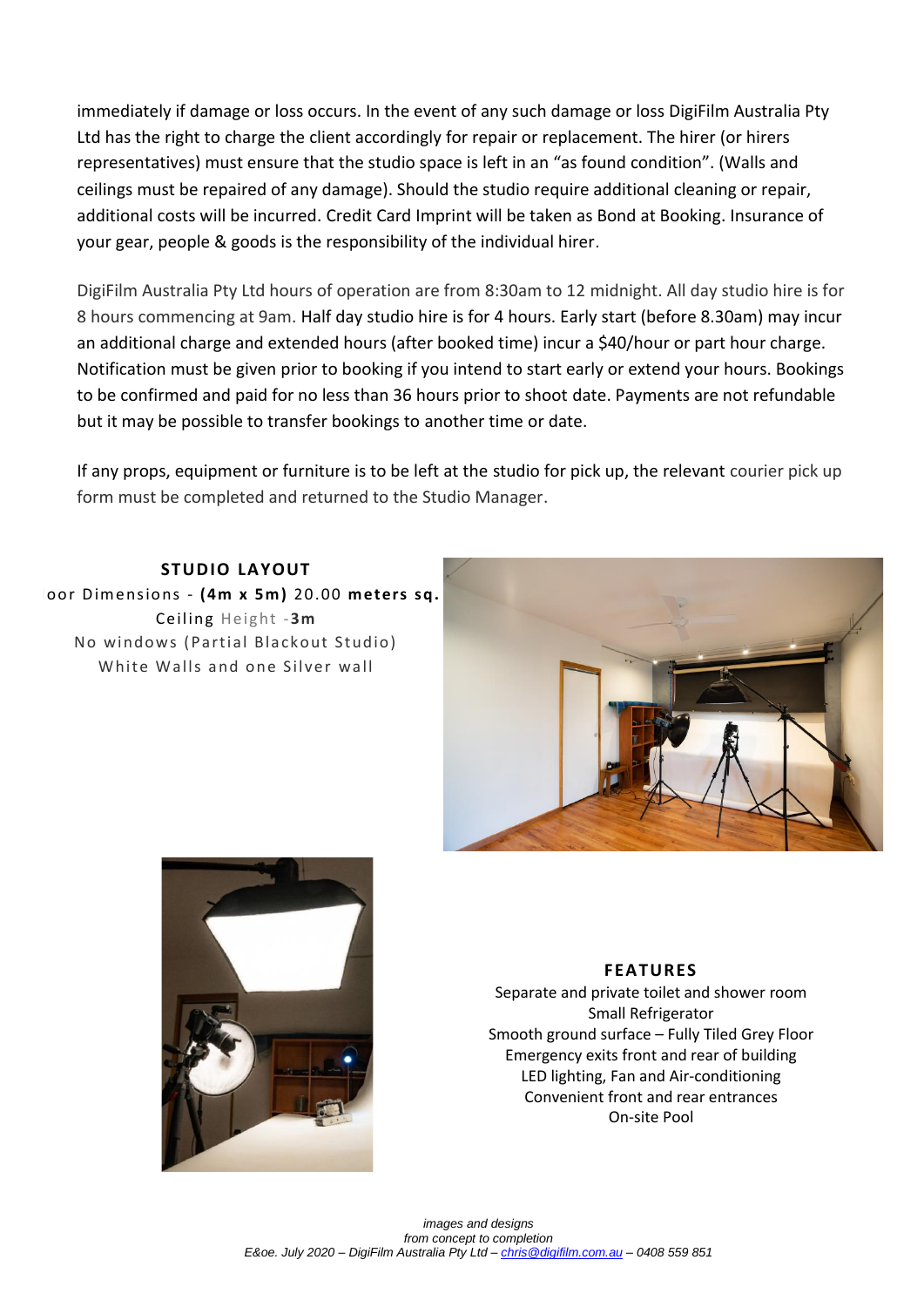immediately if damage or loss occurs. In the event of any such damage or loss DigiFilm Australia Pty Ltd has the right to charge the client accordingly for repair or replacement. The hirer (or hirers representatives) must ensure that the studio space is left in an "as found condition". (Walls and ceilings must be repaired of any damage). Should the studio require additional cleaning or repair, additional costs will be incurred. Credit Card Imprint will be taken as Bond at Booking. Insurance of your gear, people & goods is the responsibility of the individual hirer.

DigiFilm Australia Pty Ltd hours of operation are from 8:30am to 12 midnight. All day studio hire is for 8 hours commencing at 9am. Half day studio hire is for 4 hours. Early start (before 8.30am) may incur an additional charge and extended hours (after booked time) incur a $40/hour or part hour charge. Notification must be given prior to booking if you intend to start early or extend your hours. Bookings to be confirmed and paid for no less than 36 hours prior to shoot date. Payments are not refundable but it may be possible to transfer bookings to another time or date.

If any props, equipment or furniture is to be left at the studio for pick up, the relevant courier pick up form must be completed and returned to the Studio Manager.

**STUDIO LAYOUT**

oor Dimensions - **(4m x 5m)** 20.00 **meters sq.**
Ceiling Height -**3m**
No windows (Partial Blackout Studio)
White Walls and one Silver wall

**FEATURES**

Separate and private toilet and shower room
Small Refrigerator
Smooth ground surface – Fully Tiled Grey Floor
Emergency exits front and rear of building
LED lighting, Fan and Air-conditioning
Convenient front and rear entrances
On-site Pool

*images and designs*
*from concept to completion*
*E&oe. July 2020 – DigiFilm Australia Pty Ltd – chris@digifilm.com.au – 0408 559 851*